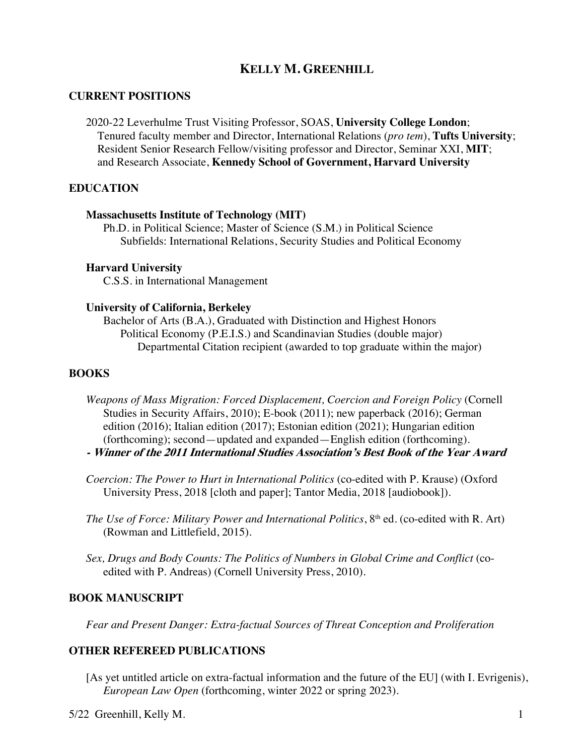# KELLY M. GREENHILL

## CURRENT POSITIONS

2020-22 Leverhulme Trust Visiting Professor, SOAS, **University College London**;
Tenured faculty member and Director, International Relations (*pro tem*), **Tufts University**;
Resident Senior Research Fellow/visiting professor and Director, Seminar XXI, **MIT**;
and Research Associate, **Kennedy School of Government, Harvard University**

## EDUCATION

**Massachusetts Institute of Technology (MIT)**
Ph.D. in Political Science; Master of Science (S.M.) in Political Science
Subfields: International Relations, Security Studies and Political Economy

**Harvard University**
C.S.S. in International Management

**University of California, Berkeley**
Bachelor of Arts (B.A.), Graduated with Distinction and Highest Honors
Political Economy (P.E.I.S.) and Scandinavian Studies (double major)
Departmental Citation recipient (awarded to top graduate within the major)

## BOOKS

*Weapons of Mass Migration: Forced Displacement, Coercion and Foreign Policy* (Cornell Studies in Security Affairs, 2010); E-book (2011); new paperback (2016); German edition (2016); Italian edition (2017); Estonian edition (2021); Hungarian edition (forthcoming); second—updated and expanded—English edition (forthcoming).
***- Winner of the 2011 International Studies Association's Best Book of the Year Award***

*Coercion: The Power to Hurt in International Politics* (co-edited with P. Krause) (Oxford University Press, 2018 [cloth and paper]; Tantor Media, 2018 [audiobook]).

*The Use of Force: Military Power and International Politics*, 8th ed. (co-edited with R. Art) (Rowman and Littlefield, 2015).

*Sex, Drugs and Body Counts: The Politics of Numbers in Global Crime and Conflict* (co-edited with P. Andreas) (Cornell University Press, 2010).

## BOOK MANUSCRIPT

*Fear and Present Danger: Extra-factual Sources of Threat Conception and Proliferation*

## OTHER REFEREED PUBLICATIONS

[As yet untitled article on extra-factual information and the future of the EU] (with I. Evrigenis), *European Law Open* (forthcoming, winter 2022 or spring 2023).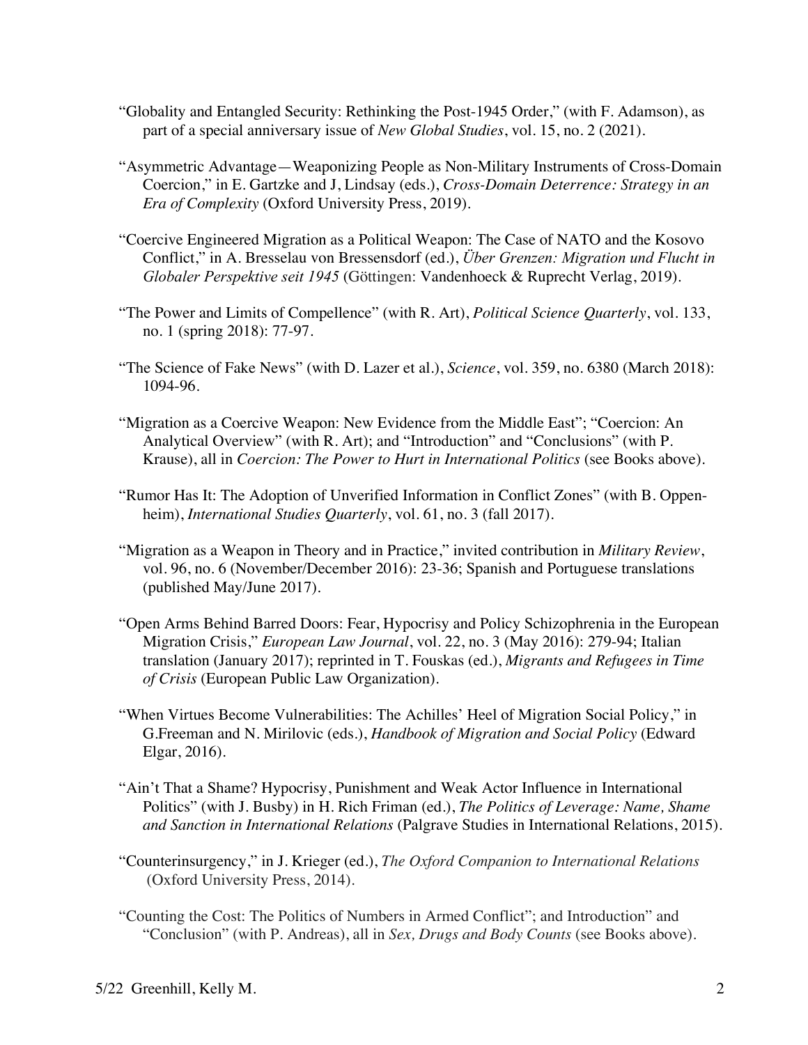"Globality and Entangled Security: Rethinking the Post-1945 Order," (with F. Adamson), as part of a special anniversary issue of *New Global Studies*, vol. 15, no. 2 (2021).

"Asymmetric Advantage—Weaponizing People as Non-Military Instruments of Cross-Domain Coercion," in E. Gartzke and J, Lindsay (eds.), *Cross-Domain Deterrence: Strategy in an Era of Complexity* (Oxford University Press, 2019).

"Coercive Engineered Migration as a Political Weapon: The Case of NATO and the Kosovo Conflict," in A. Bresselau von Bressensdorf (ed.), *Über Grenzen: Migration und Flucht in Globaler Perspektive seit 1945* (Göttingen: Vandenhoeck & Ruprecht Verlag, 2019).

"The Power and Limits of Compellence" (with R. Art), *Political Science Quarterly*, vol. 133, no. 1 (spring 2018): 77-97.

"The Science of Fake News" (with D. Lazer et al.), *Science*, vol. 359, no. 6380 (March 2018): 1094-96.

"Migration as a Coercive Weapon: New Evidence from the Middle East"; "Coercion: An Analytical Overview" (with R. Art); and "Introduction" and "Conclusions" (with P. Krause), all in *Coercion: The Power to Hurt in International Politics* (see Books above).

"Rumor Has It: The Adoption of Unverified Information in Conflict Zones" (with B. Oppenheim), *International Studies Quarterly*, vol. 61, no. 3 (fall 2017).

"Migration as a Weapon in Theory and in Practice," invited contribution in *Military Review*, vol. 96, no. 6 (November/December 2016): 23-36; Spanish and Portuguese translations (published May/June 2017).

"Open Arms Behind Barred Doors: Fear, Hypocrisy and Policy Schizophrenia in the European Migration Crisis," *European Law Journal*, vol. 22, no. 3 (May 2016): 279-94; Italian translation (January 2017); reprinted in T. Fouskas (ed.), *Migrants and Refugees in Time of Crisis* (European Public Law Organization).

"When Virtues Become Vulnerabilities: The Achilles' Heel of Migration Social Policy," in G.Freeman and N. Mirilovic (eds.), *Handbook of Migration and Social Policy* (Edward Elgar, 2016).

"Ain't That a Shame? Hypocrisy, Punishment and Weak Actor Influence in International Politics" (with J. Busby) in H. Rich Friman (ed.), *The Politics of Leverage: Name, Shame and Sanction in International Relations* (Palgrave Studies in International Relations, 2015).

"Counterinsurgency," in J. Krieger (ed.), *The Oxford Companion to International Relations* (Oxford University Press, 2014).

"Counting the Cost: The Politics of Numbers in Armed Conflict"; and Introduction" and "Conclusion" (with P. Andreas), all in *Sex, Drugs and Body Counts* (see Books above).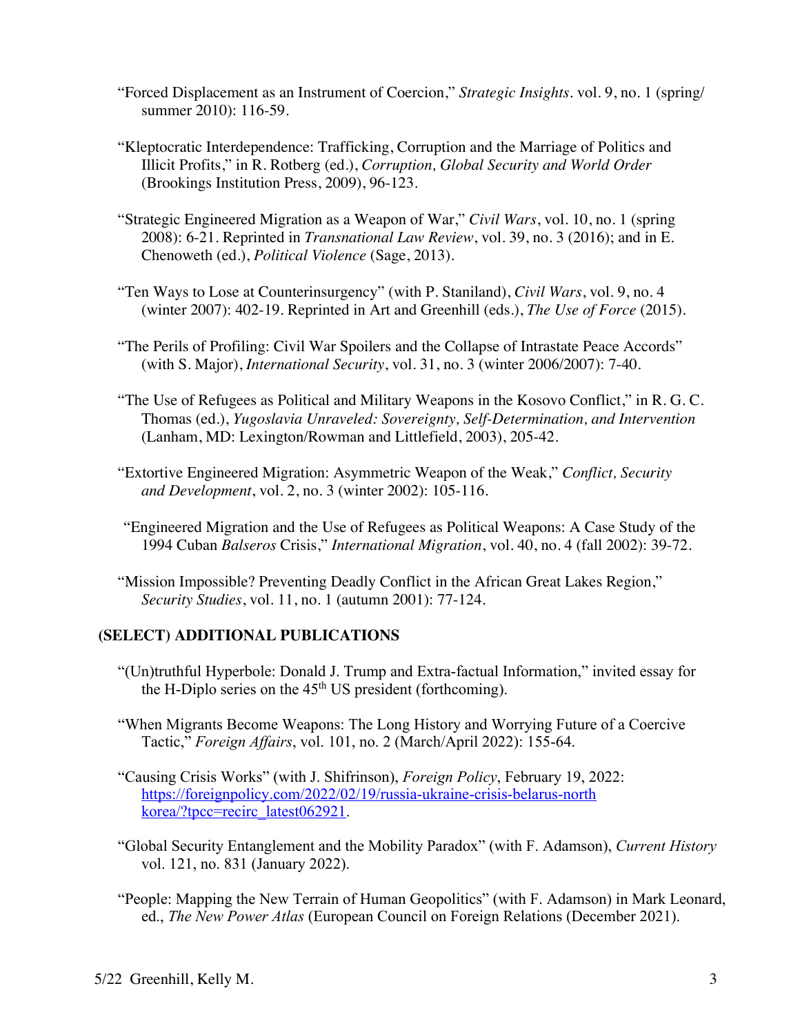"Forced Displacement as an Instrument of Coercion," *Strategic Insights*. vol. 9, no. 1 (spring/summer 2010): 116-59.

"Kleptocratic Interdependence: Trafficking, Corruption and the Marriage of Politics and Illicit Profits," in R. Rotberg (ed.), *Corruption, Global Security and World Order* (Brookings Institution Press, 2009), 96-123.

"Strategic Engineered Migration as a Weapon of War," *Civil Wars*, vol. 10, no. 1 (spring 2008): 6-21. Reprinted in *Transnational Law Review*, vol. 39, no. 3 (2016); and in E. Chenoweth (ed.), *Political Violence* (Sage, 2013).

"Ten Ways to Lose at Counterinsurgency" (with P. Staniland), *Civil Wars*, vol. 9, no. 4 (winter 2007): 402-19. Reprinted in Art and Greenhill (eds.), *The Use of Force* (2015).

"The Perils of Profiling: Civil War Spoilers and the Collapse of Intrastate Peace Accords" (with S. Major), *International Security*, vol. 31, no. 3 (winter 2006/2007): 7-40.

"The Use of Refugees as Political and Military Weapons in the Kosovo Conflict," in R. G. C. Thomas (ed.), *Yugoslavia Unraveled: Sovereignty, Self-Determination, and Intervention* (Lanham, MD: Lexington/Rowman and Littlefield, 2003), 205-42.

"Extortive Engineered Migration: Asymmetric Weapon of the Weak," *Conflict, Security and Development*, vol. 2, no. 3 (winter 2002): 105-116.

"Engineered Migration and the Use of Refugees as Political Weapons: A Case Study of the 1994 Cuban *Balseros* Crisis," *International Migration*, vol. 40, no. 4 (fall 2002): 39-72.

"Mission Impossible? Preventing Deadly Conflict in the African Great Lakes Region," *Security Studies*, vol. 11, no. 1 (autumn 2001): 77-124.

## (SELECT) ADDITIONAL PUBLICATIONS

"(Un)truthful Hyperbole: Donald J. Trump and Extra-factual Information," invited essay for the H-Diplo series on the 45th US president (forthcoming).

"When Migrants Become Weapons: The Long History and Worrying Future of a Coercive Tactic," *Foreign Affairs*, vol. 101, no. 2 (March/April 2022): 155-64.

"Causing Crisis Works" (with J. Shifrinson), *Foreign Policy*, February 19, 2022: https://foreignpolicy.com/2022/02/19/russia-ukraine-crisis-belarus-north korea/?tpcc=recirc_latest062921.

"Global Security Entanglement and the Mobility Paradox" (with F. Adamson), *Current History* vol. 121, no. 831 (January 2022).

"People: Mapping the New Terrain of Human Geopolitics" (with F. Adamson) in Mark Leonard, ed., *The New Power Atlas* (European Council on Foreign Relations (December 2021).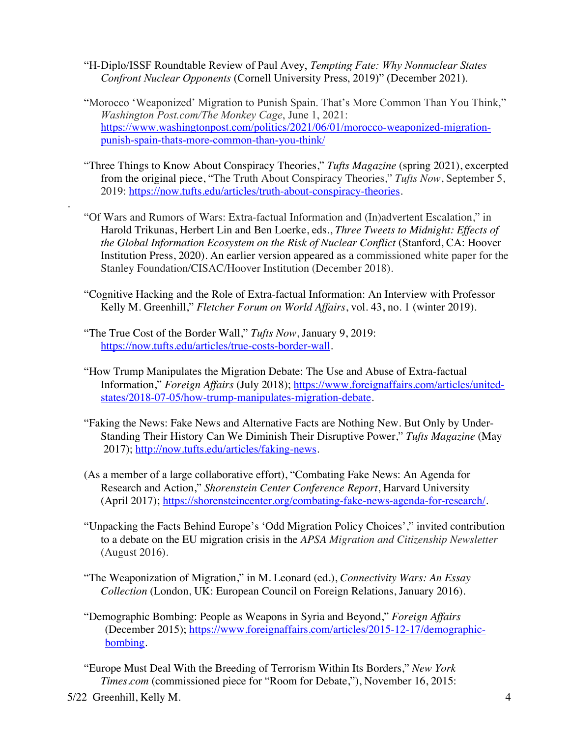"H-Diplo/ISSF Roundtable Review of Paul Avey, *Tempting Fate: Why Nonnuclear States Confront Nuclear Opponents* (Cornell University Press, 2019)" (December 2021).

"Morocco 'Weaponized' Migration to Punish Spain. That's More Common Than You Think," *Washington Post.com/The Monkey Cage*, June 1, 2021: https://www.washingtonpost.com/politics/2021/06/01/morocco-weaponized-migration-punish-spain-thats-more-common-than-you-think/

"Three Things to Know About Conspiracy Theories," *Tufts Magazine* (spring 2021), excerpted from the original piece, "The Truth About Conspiracy Theories," *Tufts Now*, September 5, 2019: https://now.tufts.edu/articles/truth-about-conspiracy-theories.

"Of Wars and Rumors of Wars: Extra-factual Information and (In)advertent Escalation," in Harold Trikunas, Herbert Lin and Ben Loerke, eds., *Three Tweets to Midnight: Effects of the Global Information Ecosystem on the Risk of Nuclear Conflict* (Stanford, CA: Hoover Institution Press, 2020). An earlier version appeared as a commissioned white paper for the Stanley Foundation/CISAC/Hoover Institution (December 2018).

"Cognitive Hacking and the Role of Extra-factual Information: An Interview with Professor Kelly M. Greenhill," *Fletcher Forum on World Affairs*, vol. 43, no. 1 (winter 2019).

"The True Cost of the Border Wall," *Tufts Now*, January 9, 2019: https://now.tufts.edu/articles/true-costs-border-wall.

"How Trump Manipulates the Migration Debate: The Use and Abuse of Extra-factual Information," *Foreign Affairs* (July 2018); https://www.foreignaffairs.com/articles/united-states/2018-07-05/how-trump-manipulates-migration-debate.

"Faking the News: Fake News and Alternative Facts are Nothing New. But Only by Under-Standing Their History Can We Diminish Their Disruptive Power," *Tufts Magazine* (May 2017); http://now.tufts.edu/articles/faking-news.

(As a member of a large collaborative effort), "Combating Fake News: An Agenda for Research and Action," *Shorenstein Center Conference Report*, Harvard University (April 2017); https://shorensteincenter.org/combating-fake-news-agenda-for-research/.

"Unpacking the Facts Behind Europe's 'Odd Migration Policy Choices'," invited contribution to a debate on the EU migration crisis in the *APSA Migration and Citizenship Newsletter* (August 2016).

"The Weaponization of Migration," in M. Leonard (ed.), *Connectivity Wars: An Essay Collection* (London, UK: European Council on Foreign Relations, January 2016).

"Demographic Bombing: People as Weapons in Syria and Beyond," *Foreign Affairs* (December 2015); https://www.foreignaffairs.com/articles/2015-12-17/demographic-bombing.

"Europe Must Deal With the Breeding of Terrorism Within Its Borders," *New York Times.com* (commissioned piece for "Room for Debate,"), November 16, 2015: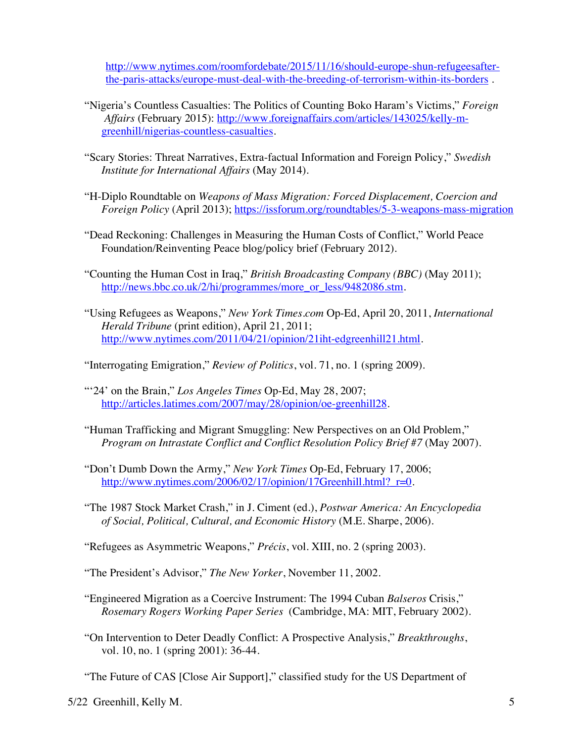http://www.nytimes.com/roomfordebate/2015/11/16/should-europe-shun-refugeesafter-the-paris-attacks/europe-must-deal-with-the-breeding-of-terrorism-within-its-borders .

"Nigeria's Countless Casualties: The Politics of Counting Boko Haram's Victims," *Foreign Affairs* (February 2015): http://www.foreignaffairs.com/articles/143025/kelly-m-greenhill/nigerias-countless-casualties.

"Scary Stories: Threat Narratives, Extra-factual Information and Foreign Policy," *Swedish Institute for International Affairs* (May 2014).

"H-Diplo Roundtable on *Weapons of Mass Migration: Forced Displacement, Coercion and Foreign Policy* (April 2013); https://issforum.org/roundtables/5-3-weapons-mass-migration

"Dead Reckoning: Challenges in Measuring the Human Costs of Conflict," World Peace Foundation/Reinventing Peace blog/policy brief (February 2012).

"Counting the Human Cost in Iraq," *British Broadcasting Company (BBC)* (May 2011); http://news.bbc.co.uk/2/hi/programmes/more_or_less/9482086.stm.

"Using Refugees as Weapons," *New York Times.com* Op-Ed, April 20, 2011, *International Herald Tribune* (print edition), April 21, 2011; http://www.nytimes.com/2011/04/21/opinion/21iht-edgreenhill21.html.

"Interrogating Emigration," *Review of Politics*, vol. 71, no. 1 (spring 2009).

"'24' on the Brain," *Los Angeles Times* Op-Ed, May 28, 2007; http://articles.latimes.com/2007/may/28/opinion/oe-greenhill28.

"Human Trafficking and Migrant Smuggling: New Perspectives on an Old Problem," *Program on Intrastate Conflict and Conflict Resolution Policy Brief #7* (May 2007).

"Don't Dumb Down the Army," *New York Times* Op-Ed, February 17, 2006; http://www.nytimes.com/2006/02/17/opinion/17Greenhill.html?_r=0.

"The 1987 Stock Market Crash," in J. Ciment (ed.), *Postwar America: An Encyclopedia of Social, Political, Cultural, and Economic History* (M.E. Sharpe, 2006).

"Refugees as Asymmetric Weapons," *Précis*, vol. XIII, no. 2 (spring 2003).

"The President's Advisor," *The New Yorker*, November 11, 2002.

"Engineered Migration as a Coercive Instrument: The 1994 Cuban *Balseros* Crisis," *Rosemary Rogers Working Paper Series* (Cambridge, MA: MIT, February 2002).

"On Intervention to Deter Deadly Conflict: A Prospective Analysis," *Breakthroughs*, vol. 10, no. 1 (spring 2001): 36-44.

"The Future of CAS [Close Air Support]," classified study for the US Department of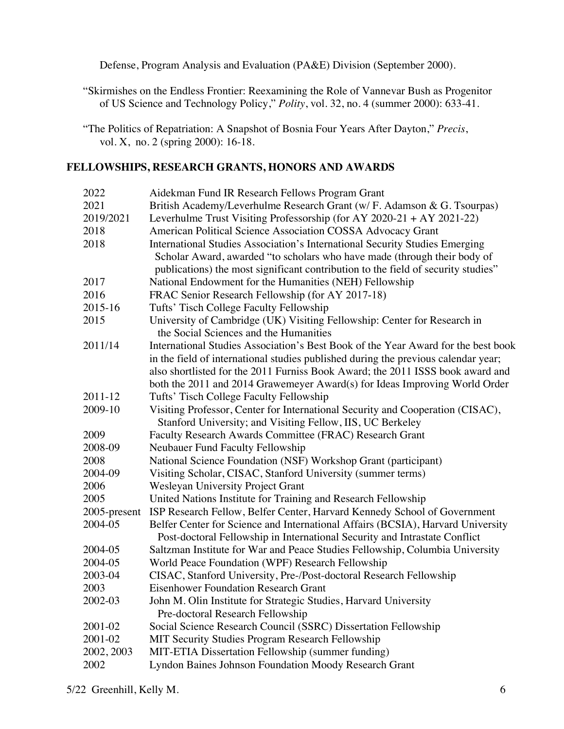Defense, Program Analysis and Evaluation (PA&E) Division (September 2000).

"Skirmishes on the Endless Frontier: Reexamining the Role of Vannevar Bush as Progenitor of US Science and Technology Policy," *Polity*, vol. 32, no. 4 (summer 2000): 633-41.

"The Politics of Repatriation: A Snapshot of Bosnia Four Years After Dayton," *Precis*, vol. X, no. 2 (spring 2000): 16-18.

## FELLOWSHIPS, RESEARCH GRANTS, HONORS AND AWARDS

| | |
|---|---|
| 2022 | Aidekman Fund IR Research Fellows Program Grant |
| 2021 | British Academy/Leverhulme Research Grant (w/ F. Adamson & G. Tsourpas) |
| 2019/2021 | Leverhulme Trust Visiting Professorship (for AY 2020-21 + AY 2021-22) |
| 2018 | American Political Science Association COSSA Advocacy Grant |
| 2018 | International Studies Association's International Security Studies Emerging Scholar Award, awarded "to scholars who have made (through their body of publications) the most significant contribution to the field of security studies" |
| 2017 | National Endowment for the Humanities (NEH) Fellowship |
| 2016 | FRAC Senior Research Fellowship (for AY 2017-18) |
| 2015-16 | Tufts' Tisch College Faculty Fellowship |
| 2015 | University of Cambridge (UK) Visiting Fellowship: Center for Research in the Social Sciences and the Humanities |
| 2011/14 | International Studies Association's Best Book of the Year Award for the best book in the field of international studies published during the previous calendar year; also shortlisted for the 2011 Furniss Book Award; the 2011 ISSS book award and both the 2011 and 2014 Grawemeyer Award(s) for Ideas Improving World Order |
| 2011-12 | Tufts' Tisch College Faculty Fellowship |
| 2009-10 | Visiting Professor, Center for International Security and Cooperation (CISAC), Stanford University; and Visiting Fellow, IIS, UC Berkeley |
| 2009 | Faculty Research Awards Committee (FRAC) Research Grant |
| 2008-09 | Neubauer Fund Faculty Fellowship |
| 2008 | National Science Foundation (NSF) Workshop Grant (participant) |
| 2004-09 | Visiting Scholar, CISAC, Stanford University (summer terms) |
| 2006 | Wesleyan University Project Grant |
| 2005 | United Nations Institute for Training and Research Fellowship |
| 2005-present | ISP Research Fellow, Belfer Center, Harvard Kennedy School of Government |
| 2004-05 | Belfer Center for Science and International Affairs (BCSIA), Harvard University Post-doctoral Fellowship in International Security and Intrastate Conflict |
| 2004-05 | Saltzman Institute for War and Peace Studies Fellowship, Columbia University |
| 2004-05 | World Peace Foundation (WPF) Research Fellowship |
| 2003-04 | CISAC, Stanford University, Pre-/Post-doctoral Research Fellowship |
| 2003 | Eisenhower Foundation Research Grant |
| 2002-03 | John M. Olin Institute for Strategic Studies, Harvard University Pre-doctoral Research Fellowship |
| 2001-02 | Social Science Research Council (SSRC) Dissertation Fellowship |
| 2001-02 | MIT Security Studies Program Research Fellowship |
| 2002, 2003 | MIT-ETIA Dissertation Fellowship (summer funding) |
| 2002 | Lyndon Baines Johnson Foundation Moody Research Grant |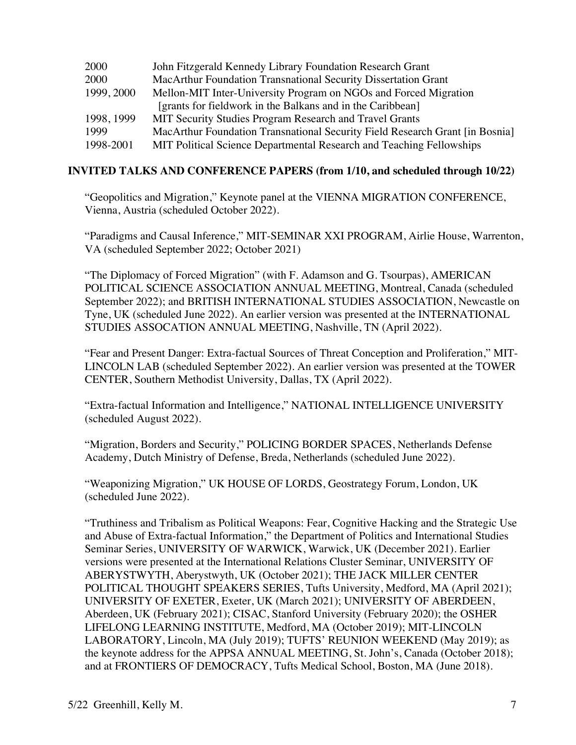| | |
|---|---|
| 2000 | John Fitzgerald Kennedy Library Foundation Research Grant |
| 2000 | MacArthur Foundation Transnational Security Dissertation Grant |
| 1999, 2000 | Mellon-MIT Inter-University Program on NGOs and Forced Migration [grants for fieldwork in the Balkans and in the Caribbean] |
| 1998, 1999 | MIT Security Studies Program Research and Travel Grants |
| 1999 | MacArthur Foundation Transnational Security Field Research Grant [in Bosnia] |
| 1998-2001 | MIT Political Science Departmental Research and Teaching Fellowships |

## INVITED TALKS AND CONFERENCE PAPERS (from 1/10, and scheduled through 10/22)

"Geopolitics and Migration," Keynote panel at the VIENNA MIGRATION CONFERENCE, Vienna, Austria (scheduled October 2022).

"Paradigms and Causal Inference," MIT-SEMINAR XXI PROGRAM, Airlie House, Warrenton, VA (scheduled September 2022; October 2021)

"The Diplomacy of Forced Migration" (with F. Adamson and G. Tsourpas), AMERICAN POLITICAL SCIENCE ASSOCIATION ANNUAL MEETING, Montreal, Canada (scheduled September 2022); and BRITISH INTERNATIONAL STUDIES ASSOCIATION, Newcastle on Tyne, UK (scheduled June 2022). An earlier version was presented at the INTERNATIONAL STUDIES ASSOCATION ANNUAL MEETING, Nashville, TN (April 2022).

"Fear and Present Danger: Extra-factual Sources of Threat Conception and Proliferation," MIT-LINCOLN LAB (scheduled September 2022). An earlier version was presented at the TOWER CENTER, Southern Methodist University, Dallas, TX (April 2022).

"Extra-factual Information and Intelligence," NATIONAL INTELLIGENCE UNIVERSITY (scheduled August 2022).

"Migration, Borders and Security," POLICING BORDER SPACES, Netherlands Defense Academy, Dutch Ministry of Defense, Breda, Netherlands (scheduled June 2022).

"Weaponizing Migration," UK HOUSE OF LORDS, Geostrategy Forum, London, UK (scheduled June 2022).

"Truthiness and Tribalism as Political Weapons: Fear, Cognitive Hacking and the Strategic Use and Abuse of Extra-factual Information," the Department of Politics and International Studies Seminar Series, UNIVERSITY OF WARWICK, Warwick, UK (December 2021). Earlier versions were presented at the International Relations Cluster Seminar, UNIVERSITY OF ABERYSTWYTH, Aberystwyth, UK (October 2021); THE JACK MILLER CENTER POLITICAL THOUGHT SPEAKERS SERIES, Tufts University, Medford, MA (April 2021); UNIVERSITY OF EXETER, Exeter, UK (March 2021); UNIVERSITY OF ABERDEEN, Aberdeen, UK (February 2021); CISAC, Stanford University (February 2020); the OSHER LIFELONG LEARNING INSTITUTE, Medford, MA (October 2019); MIT-LINCOLN LABORATORY, Lincoln, MA (July 2019); TUFTS' REUNION WEEKEND (May 2019); as the keynote address for the APPSA ANNUAL MEETING, St. John's, Canada (October 2018); and at FRONTIERS OF DEMOCRACY, Tufts Medical School, Boston, MA (June 2018).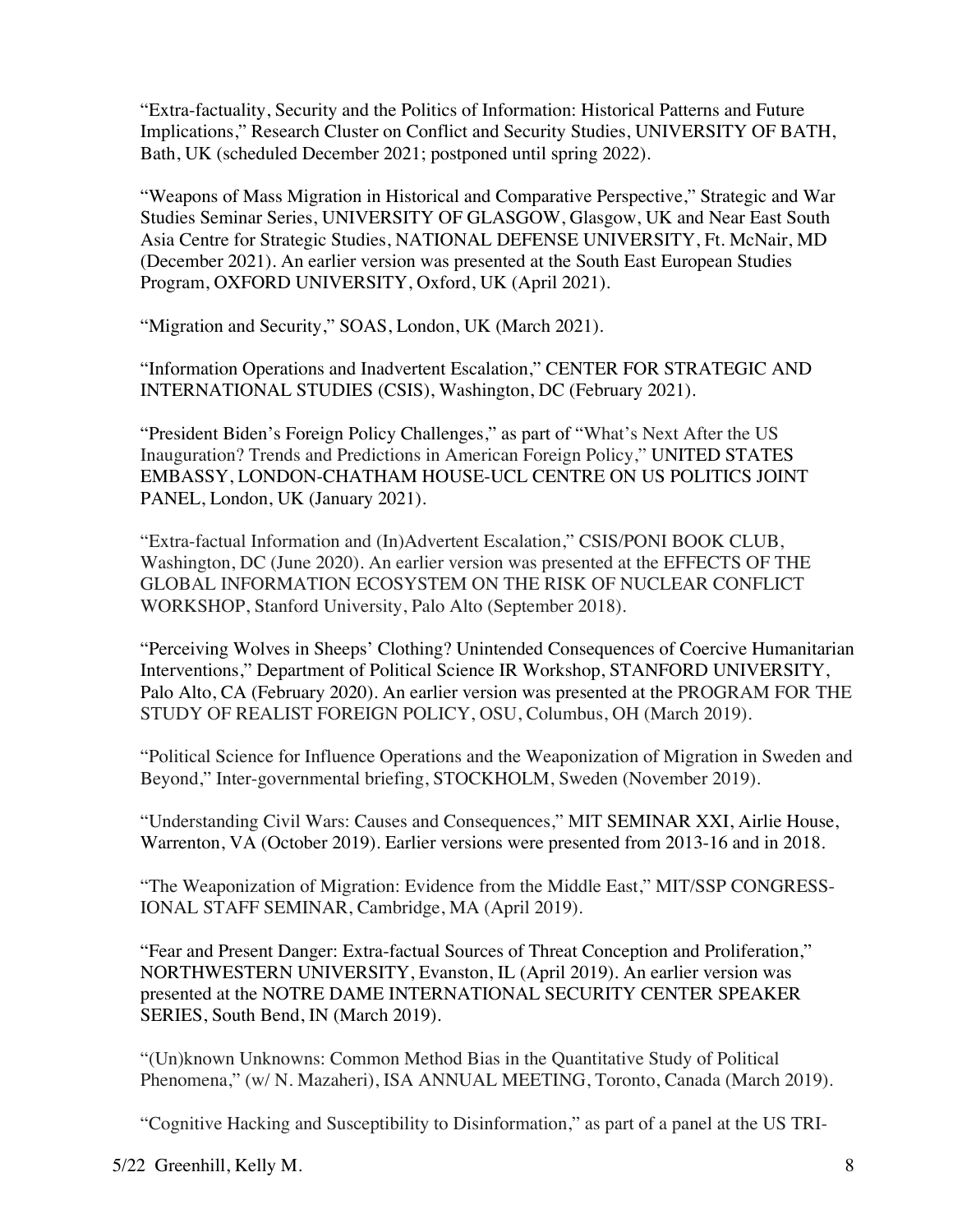"Extra-factuality, Security and the Politics of Information: Historical Patterns and Future Implications," Research Cluster on Conflict and Security Studies, UNIVERSITY OF BATH, Bath, UK (scheduled December 2021; postponed until spring 2022).

"Weapons of Mass Migration in Historical and Comparative Perspective," Strategic and War Studies Seminar Series, UNIVERSITY OF GLASGOW, Glasgow, UK and Near East South Asia Centre for Strategic Studies, NATIONAL DEFENSE UNIVERSITY, Ft. McNair, MD (December 2021). An earlier version was presented at the South East European Studies Program, OXFORD UNIVERSITY, Oxford, UK (April 2021).

"Migration and Security," SOAS, London, UK (March 2021).

"Information Operations and Inadvertent Escalation," CENTER FOR STRATEGIC AND INTERNATIONAL STUDIES (CSIS), Washington, DC (February 2021).

"President Biden's Foreign Policy Challenges," as part of "What's Next After the US Inauguration? Trends and Predictions in American Foreign Policy," UNITED STATES EMBASSY, LONDON-CHATHAM HOUSE-UCL CENTRE ON US POLITICS JOINT PANEL, London, UK (January 2021).

"Extra-factual Information and (In)Advertent Escalation," CSIS/PONI BOOK CLUB, Washington, DC (June 2020). An earlier version was presented at the EFFECTS OF THE GLOBAL INFORMATION ECOSYSTEM ON THE RISK OF NUCLEAR CONFLICT WORKSHOP, Stanford University, Palo Alto (September 2018).

"Perceiving Wolves in Sheeps' Clothing? Unintended Consequences of Coercive Humanitarian Interventions," Department of Political Science IR Workshop, STANFORD UNIVERSITY, Palo Alto, CA (February 2020). An earlier version was presented at the PROGRAM FOR THE STUDY OF REALIST FOREIGN POLICY, OSU, Columbus, OH (March 2019).

"Political Science for Influence Operations and the Weaponization of Migration in Sweden and Beyond," Inter-governmental briefing, STOCKHOLM, Sweden (November 2019).

"Understanding Civil Wars: Causes and Consequences," MIT SEMINAR XXI, Airlie House, Warrenton, VA (October 2019). Earlier versions were presented from 2013-16 and in 2018.

"The Weaponization of Migration: Evidence from the Middle East," MIT/SSP CONGRESS-IONAL STAFF SEMINAR, Cambridge, MA (April 2019).

"Fear and Present Danger: Extra-factual Sources of Threat Conception and Proliferation," NORTHWESTERN UNIVERSITY, Evanston, IL (April 2019). An earlier version was presented at the NOTRE DAME INTERNATIONAL SECURITY CENTER SPEAKER SERIES, South Bend, IN (March 2019).

"(Un)known Unknowns: Common Method Bias in the Quantitative Study of Political Phenomena," (w/ N. Mazaheri), ISA ANNUAL MEETING, Toronto, Canada (March 2019).

"Cognitive Hacking and Susceptibility to Disinformation," as part of a panel at the US TRI-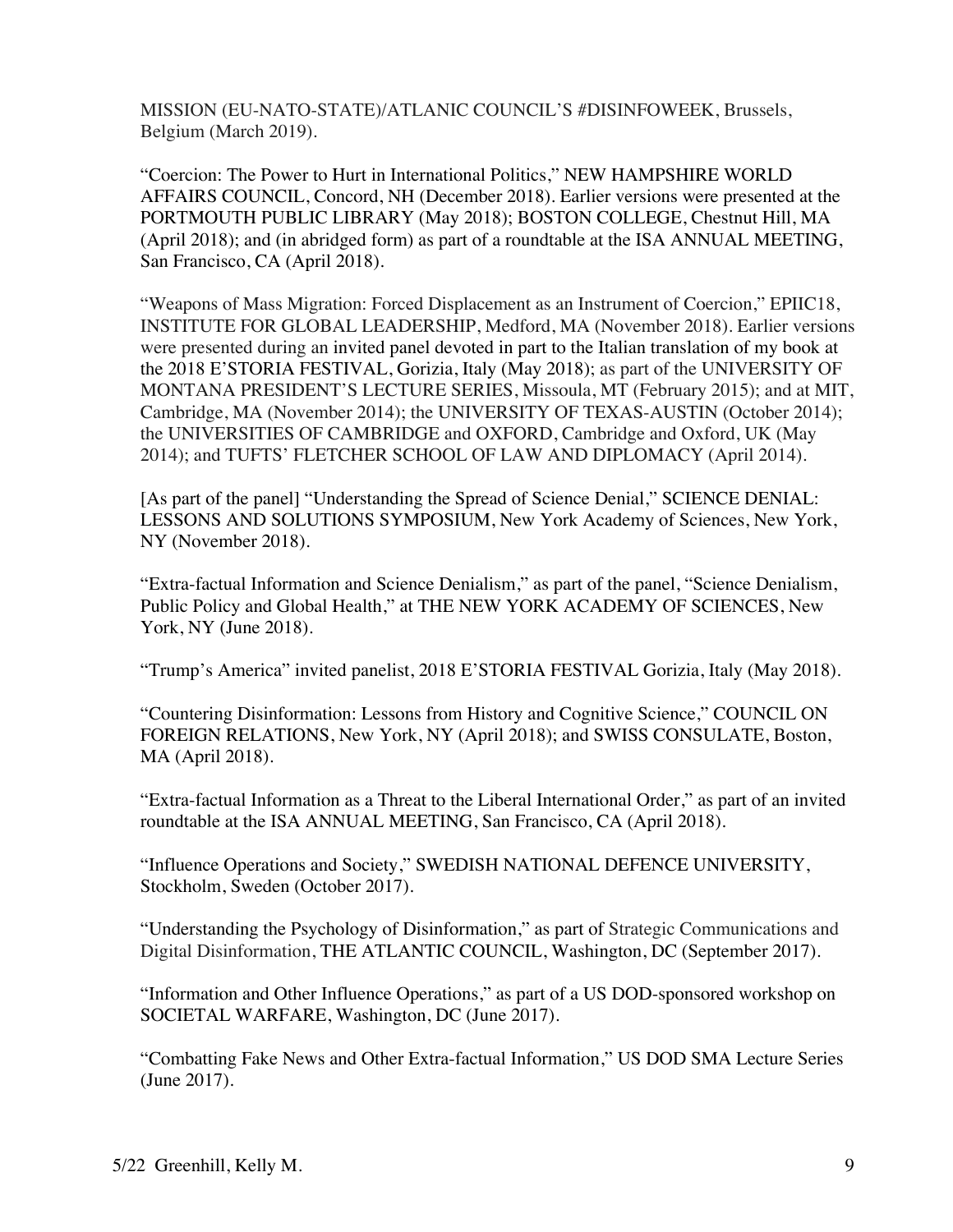MISSION (EU-NATO-STATE)/ATLANTIC COUNCIL'S #DISINFOWEEK, Brussels, Belgium (March 2019).

"Coercion: The Power to Hurt in International Politics," NEW HAMPSHIRE WORLD AFFAIRS COUNCIL, Concord, NH (December 2018). Earlier versions were presented at the PORTMOUTH PUBLIC LIBRARY (May 2018); BOSTON COLLEGE, Chestnut Hill, MA (April 2018); and (in abridged form) as part of a roundtable at the ISA ANNUAL MEETING, San Francisco, CA (April 2018).

"Weapons of Mass Migration: Forced Displacement as an Instrument of Coercion," EPIIC18, INSTITUTE FOR GLOBAL LEADERSHIP, Medford, MA (November 2018). Earlier versions were presented during an invited panel devoted in part to the Italian translation of my book at the 2018 E'STORIA FESTIVAL, Gorizia, Italy (May 2018); as part of the UNIVERSITY OF MONTANA PRESIDENT'S LECTURE SERIES, Missoula, MT (February 2015); and at MIT, Cambridge, MA (November 2014); the UNIVERSITY OF TEXAS-AUSTIN (October 2014); the UNIVERSITIES OF CAMBRIDGE and OXFORD, Cambridge and Oxford, UK (May 2014); and TUFTS' FLETCHER SCHOOL OF LAW AND DIPLOMACY (April 2014).

[As part of the panel] "Understanding the Spread of Science Denial," SCIENCE DENIAL: LESSONS AND SOLUTIONS SYMPOSIUM, New York Academy of Sciences, New York, NY (November 2018).

"Extra-factual Information and Science Denialism," as part of the panel, "Science Denialism, Public Policy and Global Health," at THE NEW YORK ACADEMY OF SCIENCES, New York, NY (June 2018).

"Trump's America" invited panelist, 2018 E'STORIA FESTIVAL Gorizia, Italy (May 2018).

"Countering Disinformation: Lessons from History and Cognitive Science," COUNCIL ON FOREIGN RELATIONS, New York, NY (April 2018); and SWISS CONSULATE, Boston, MA (April 2018).

"Extra-factual Information as a Threat to the Liberal International Order," as part of an invited roundtable at the ISA ANNUAL MEETING, San Francisco, CA (April 2018).

"Influence Operations and Society," SWEDISH NATIONAL DEFENCE UNIVERSITY, Stockholm, Sweden (October 2017).

"Understanding the Psychology of Disinformation," as part of Strategic Communications and Digital Disinformation, THE ATLANTIC COUNCIL, Washington, DC (September 2017).

"Information and Other Influence Operations," as part of a US DOD-sponsored workshop on SOCIETAL WARFARE, Washington, DC (June 2017).

"Combatting Fake News and Other Extra-factual Information," US DOD SMA Lecture Series (June 2017).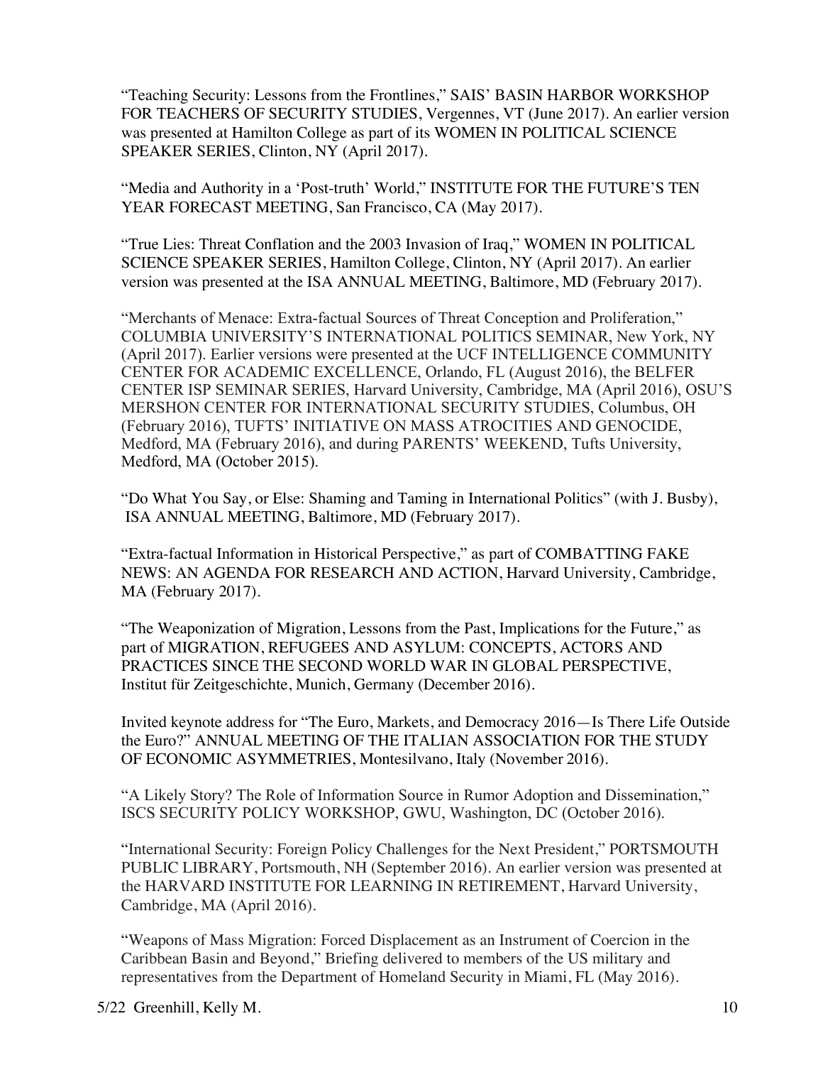"Teaching Security: Lessons from the Frontlines," SAIS' BASIN HARBOR WORKSHOP FOR TEACHERS OF SECURITY STUDIES, Vergennes, VT (June 2017). An earlier version was presented at Hamilton College as part of its WOMEN IN POLITICAL SCIENCE SPEAKER SERIES, Clinton, NY (April 2017).

"Media and Authority in a 'Post-truth' World," INSTITUTE FOR THE FUTURE'S TEN YEAR FORECAST MEETING, San Francisco, CA (May 2017).

"True Lies: Threat Conflation and the 2003 Invasion of Iraq," WOMEN IN POLITICAL SCIENCE SPEAKER SERIES, Hamilton College, Clinton, NY (April 2017). An earlier version was presented at the ISA ANNUAL MEETING, Baltimore, MD (February 2017).

"Merchants of Menace: Extra-factual Sources of Threat Conception and Proliferation," COLUMBIA UNIVERSITY'S INTERNATIONAL POLITICS SEMINAR, New York, NY (April 2017). Earlier versions were presented at the UCF INTELLIGENCE COMMUNITY CENTER FOR ACADEMIC EXCELLENCE, Orlando, FL (August 2016), the BELFER CENTER ISP SEMINAR SERIES, Harvard University, Cambridge, MA (April 2016), OSU'S MERSHON CENTER FOR INTERNATIONAL SECURITY STUDIES, Columbus, OH (February 2016), TUFTS' INITIATIVE ON MASS ATROCITIES AND GENOCIDE, Medford, MA (February 2016), and during PARENTS' WEEKEND, Tufts University, Medford, MA (October 2015).

"Do What You Say, or Else: Shaming and Taming in International Politics" (with J. Busby), ISA ANNUAL MEETING, Baltimore, MD (February 2017).

"Extra-factual Information in Historical Perspective," as part of COMBATTING FAKE NEWS: AN AGENDA FOR RESEARCH AND ACTION, Harvard University, Cambridge, MA (February 2017).

"The Weaponization of Migration, Lessons from the Past, Implications for the Future," as part of MIGRATION, REFUGEES AND ASYLUM: CONCEPTS, ACTORS AND PRACTICES SINCE THE SECOND WORLD WAR IN GLOBAL PERSPECTIVE, Institut für Zeitgeschichte, Munich, Germany (December 2016).

Invited keynote address for "The Euro, Markets, and Democracy 2016—Is There Life Outside the Euro?" ANNUAL MEETING OF THE ITALIAN ASSOCIATION FOR THE STUDY OF ECONOMIC ASYMMETRIES, Montesilvano, Italy (November 2016).

"A Likely Story? The Role of Information Source in Rumor Adoption and Dissemination," ISCS SECURITY POLICY WORKSHOP, GWU, Washington, DC (October 2016).

"International Security: Foreign Policy Challenges for the Next President," PORTSMOUTH PUBLIC LIBRARY, Portsmouth, NH (September 2016). An earlier version was presented at the HARVARD INSTITUTE FOR LEARNING IN RETIREMENT, Harvard University, Cambridge, MA (April 2016).

"Weapons of Mass Migration: Forced Displacement as an Instrument of Coercion in the Caribbean Basin and Beyond," Briefing delivered to members of the US military and representatives from the Department of Homeland Security in Miami, FL (May 2016).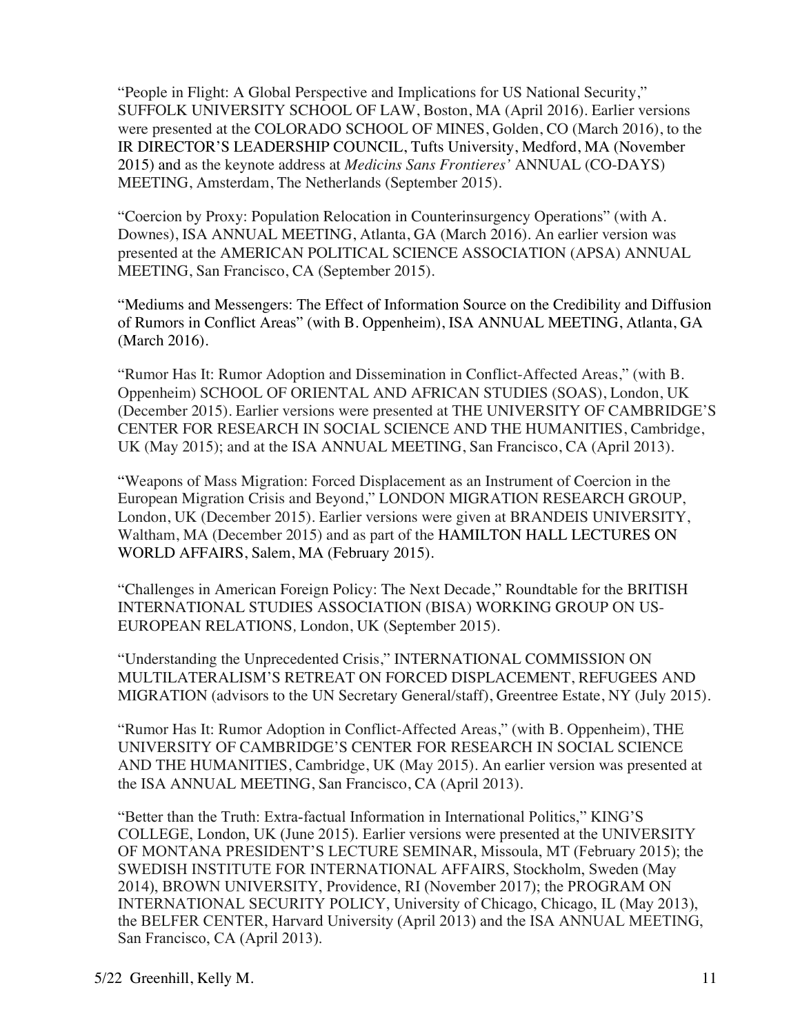“People in Flight: A Global Perspective and Implications for US National Security,” SUFFOLK UNIVERSITY SCHOOL OF LAW, Boston, MA (April 2016). Earlier versions were presented at the COLORADO SCHOOL OF MINES, Golden, CO (March 2016), to the IR DIRECTOR’S LEADERSHIP COUNCIL, Tufts University, Medford, MA (November 2015) and as the keynote address at *Medicins Sans Frontieres’* ANNUAL (CO-DAYS) MEETING, Amsterdam, The Netherlands (September 2015).

“Coercion by Proxy: Population Relocation in Counterinsurgency Operations” (with A. Downes), ISA ANNUAL MEETING, Atlanta, GA (March 2016). An earlier version was presented at the AMERICAN POLITICAL SCIENCE ASSOCIATION (APSA) ANNUAL MEETING, San Francisco, CA (September 2015).

“Mediums and Messengers: The Effect of Information Source on the Credibility and Diffusion of Rumors in Conflict Areas” (with B. Oppenheim), ISA ANNUAL MEETING, Atlanta, GA (March 2016).

“Rumor Has It: Rumor Adoption and Dissemination in Conflict-Affected Areas,” (with B. Oppenheim) SCHOOL OF ORIENTAL AND AFRICAN STUDIES (SOAS), London, UK (December 2015). Earlier versions were presented at THE UNIVERSITY OF CAMBRIDGE’S CENTER FOR RESEARCH IN SOCIAL SCIENCE AND THE HUMANITIES, Cambridge, UK (May 2015); and at the ISA ANNUAL MEETING, San Francisco, CA (April 2013).

“Weapons of Mass Migration: Forced Displacement as an Instrument of Coercion in the European Migration Crisis and Beyond,” LONDON MIGRATION RESEARCH GROUP, London, UK (December 2015). Earlier versions were given at BRANDEIS UNIVERSITY, Waltham, MA (December 2015) and as part of the HAMILTON HALL LECTURES ON WORLD AFFAIRS, Salem, MA (February 2015).

“Challenges in American Foreign Policy: The Next Decade,” Roundtable for the BRITISH INTERNATIONAL STUDIES ASSOCIATION (BISA) WORKING GROUP ON US-EUROPEAN RELATIONS, London, UK (September 2015).

“Understanding the Unprecedented Crisis,” INTERNATIONAL COMMISSION ON MULTILATERALISM’S RETREAT ON FORCED DISPLACEMENT, REFUGEES AND MIGRATION (advisors to the UN Secretary General/staff), Greentree Estate, NY (July 2015).

“Rumor Has It: Rumor Adoption in Conflict-Affected Areas,” (with B. Oppenheim), THE UNIVERSITY OF CAMBRIDGE’S CENTER FOR RESEARCH IN SOCIAL SCIENCE AND THE HUMANITIES, Cambridge, UK (May 2015). An earlier version was presented at the ISA ANNUAL MEETING, San Francisco, CA (April 2013).

“Better than the Truth: Extra-factual Information in International Politics,” KING’S COLLEGE, London, UK (June 2015). Earlier versions were presented at the UNIVERSITY OF MONTANA PRESIDENT’S LECTURE SEMINAR, Missoula, MT (February 2015); the SWEDISH INSTITUTE FOR INTERNATIONAL AFFAIRS, Stockholm, Sweden (May 2014), BROWN UNIVERSITY, Providence, RI (November 2017); the PROGRAM ON INTERNATIONAL SECURITY POLICY, University of Chicago, Chicago, IL (May 2013), the BELFER CENTER, Harvard University (April 2013) and the ISA ANNUAL MEETING, San Francisco, CA (April 2013).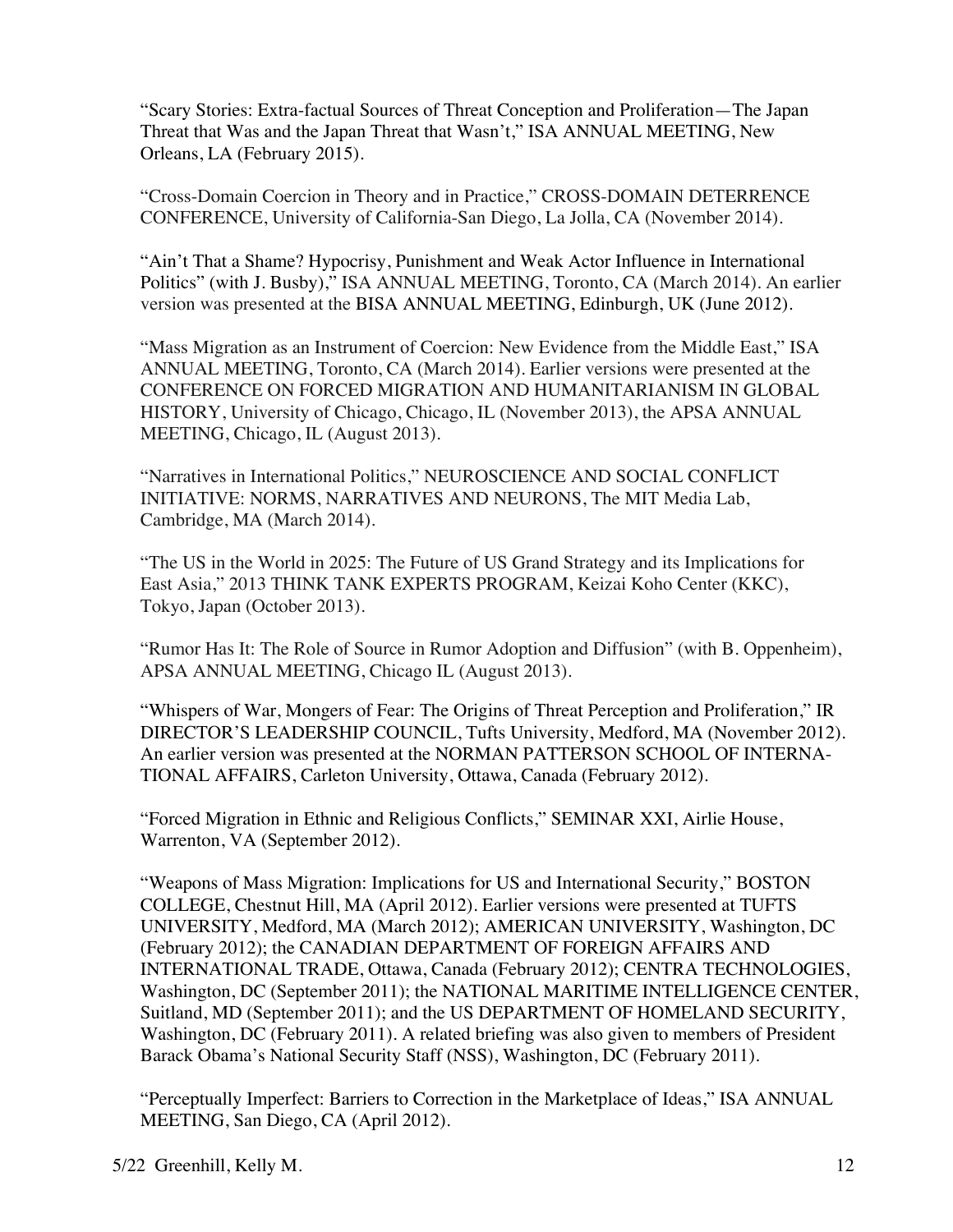"Scary Stories: Extra-factual Sources of Threat Conception and Proliferation—The Japan Threat that Was and the Japan Threat that Wasn't," ISA ANNUAL MEETING, New Orleans, LA (February 2015).

"Cross-Domain Coercion in Theory and in Practice," CROSS-DOMAIN DETERRENCE CONFERENCE, University of California-San Diego, La Jolla, CA (November 2014).

"Ain't That a Shame? Hypocrisy, Punishment and Weak Actor Influence in International Politics" (with J. Busby)," ISA ANNUAL MEETING, Toronto, CA (March 2014). An earlier version was presented at the BISA ANNUAL MEETING, Edinburgh, UK (June 2012).

"Mass Migration as an Instrument of Coercion: New Evidence from the Middle East," ISA ANNUAL MEETING, Toronto, CA (March 2014). Earlier versions were presented at the CONFERENCE ON FORCED MIGRATION AND HUMANITARIANISM IN GLOBAL HISTORY, University of Chicago, Chicago, IL (November 2013), the APSA ANNUAL MEETING, Chicago, IL (August 2013).

"Narratives in International Politics," NEUROSCIENCE AND SOCIAL CONFLICT INITIATIVE: NORMS, NARRATIVES AND NEURONS, The MIT Media Lab, Cambridge, MA (March 2014).

"The US in the World in 2025: The Future of US Grand Strategy and its Implications for East Asia," 2013 THINK TANK EXPERTS PROGRAM, Keizai Koho Center (KKC), Tokyo, Japan (October 2013).

"Rumor Has It: The Role of Source in Rumor Adoption and Diffusion" (with B. Oppenheim), APSA ANNUAL MEETING, Chicago IL (August 2013).

"Whispers of War, Mongers of Fear: The Origins of Threat Perception and Proliferation," IR DIRECTOR'S LEADERSHIP COUNCIL, Tufts University, Medford, MA (November 2012). An earlier version was presented at the NORMAN PATTERSON SCHOOL OF INTERNATIONAL AFFAIRS, Carleton University, Ottawa, Canada (February 2012).

"Forced Migration in Ethnic and Religious Conflicts," SEMINAR XXI, Airlie House, Warrenton, VA (September 2012).

"Weapons of Mass Migration: Implications for US and International Security," BOSTON COLLEGE, Chestnut Hill, MA (April 2012). Earlier versions were presented at TUFTS UNIVERSITY, Medford, MA (March 2012); AMERICAN UNIVERSITY, Washington, DC (February 2012); the CANADIAN DEPARTMENT OF FOREIGN AFFAIRS AND INTERNATIONAL TRADE, Ottawa, Canada (February 2012); CENTRA TECHNOLOGIES, Washington, DC (September 2011); the NATIONAL MARITIME INTELLIGENCE CENTER, Suitland, MD (September 2011); and the US DEPARTMENT OF HOMELAND SECURITY, Washington, DC (February 2011). A related briefing was also given to members of President Barack Obama's National Security Staff (NSS), Washington, DC (February 2011).

"Perceptually Imperfect: Barriers to Correction in the Marketplace of Ideas," ISA ANNUAL MEETING, San Diego, CA (April 2012).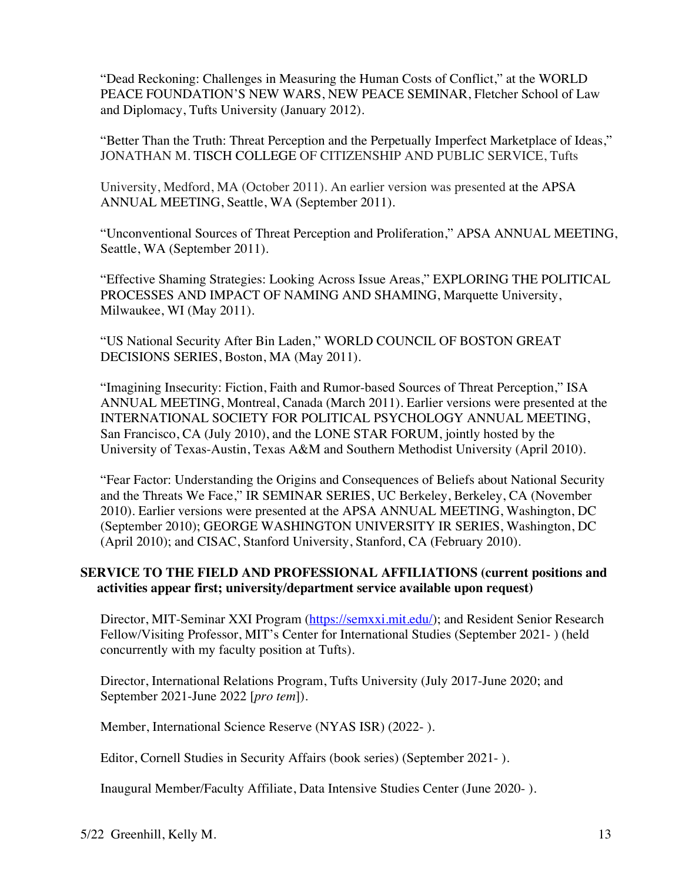"Dead Reckoning: Challenges in Measuring the Human Costs of Conflict," at the WORLD PEACE FOUNDATION'S NEW WARS, NEW PEACE SEMINAR, Fletcher School of Law and Diplomacy, Tufts University (January 2012).

"Better Than the Truth: Threat Perception and the Perpetually Imperfect Marketplace of Ideas," JONATHAN M. TISCH COLLEGE OF CITIZENSHIP AND PUBLIC SERVICE, Tufts University, Medford, MA (October 2011). An earlier version was presented at the APSA ANNUAL MEETING, Seattle, WA (September 2011).

"Unconventional Sources of Threat Perception and Proliferation," APSA ANNUAL MEETING, Seattle, WA (September 2011).

"Effective Shaming Strategies: Looking Across Issue Areas," EXPLORING THE POLITICAL PROCESSES AND IMPACT OF NAMING AND SHAMING, Marquette University, Milwaukee, WI (May 2011).

"US National Security After Bin Laden," WORLD COUNCIL OF BOSTON GREAT DECISIONS SERIES, Boston, MA (May 2011).

"Imagining Insecurity: Fiction, Faith and Rumor-based Sources of Threat Perception," ISA ANNUAL MEETING, Montreal, Canada (March 2011). Earlier versions were presented at the INTERNATIONAL SOCIETY FOR POLITICAL PSYCHOLOGY ANNUAL MEETING, San Francisco, CA (July 2010), and the LONE STAR FORUM, jointly hosted by the University of Texas-Austin, Texas A&M and Southern Methodist University (April 2010).

"Fear Factor: Understanding the Origins and Consequences of Beliefs about National Security and the Threats We Face," IR SEMINAR SERIES, UC Berkeley, Berkeley, CA (November 2010). Earlier versions were presented at the APSA ANNUAL MEETING, Washington, DC (September 2010); GEORGE WASHINGTON UNIVERSITY IR SERIES, Washington, DC (April 2010); and CISAC, Stanford University, Stanford, CA (February 2010).

**SERVICE TO THE FIELD AND PROFESSIONAL AFFILIATIONS (current positions and activities appear first; university/department service available upon request)**

Director, MIT-Seminar XXI Program (https://semxxi.mit.edu/); and Resident Senior Research Fellow/Visiting Professor, MIT's Center for International Studies (September 2021- ) (held concurrently with my faculty position at Tufts).

Director, International Relations Program, Tufts University (July 2017-June 2020; and September 2021-June 2022 [*pro tem*]).

Member, International Science Reserve (NYAS ISR) (2022- ).

Editor, Cornell Studies in Security Affairs (book series) (September 2021- ).

Inaugural Member/Faculty Affiliate, Data Intensive Studies Center (June 2020- ).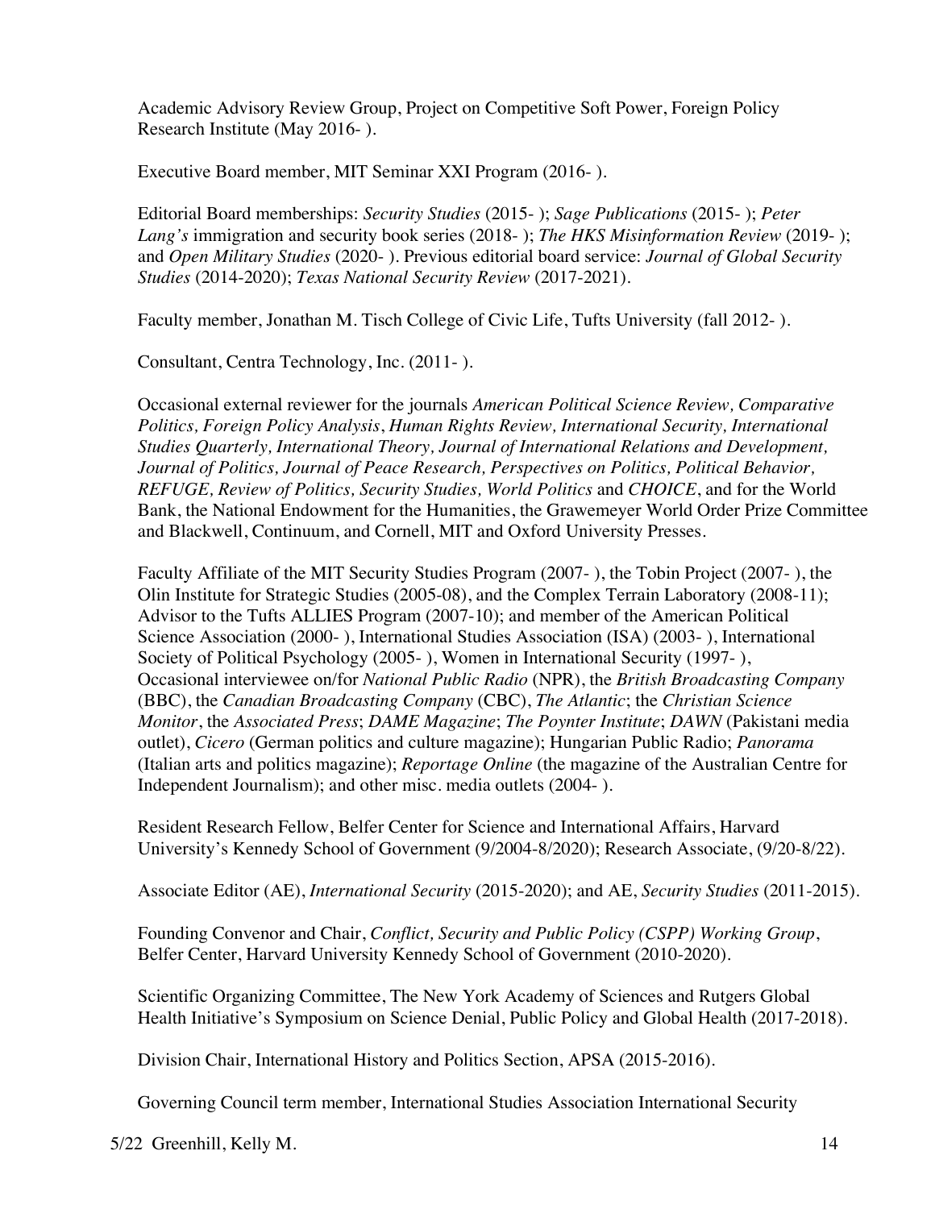Academic Advisory Review Group, Project on Competitive Soft Power, Foreign Policy Research Institute (May 2016- ).

Executive Board member, MIT Seminar XXI Program (2016- ).

Editorial Board memberships: *Security Studies* (2015- ); *Sage Publications* (2015- ); *Peter Lang's* immigration and security book series (2018- ); *The HKS Misinformation Review* (2019- ); and *Open Military Studies* (2020- ). Previous editorial board service: *Journal of Global Security Studies* (2014-2020); *Texas National Security Review* (2017-2021).

Faculty member, Jonathan M. Tisch College of Civic Life, Tufts University (fall 2012- ).

Consultant, Centra Technology, Inc. (2011- ).

Occasional external reviewer for the journals *American Political Science Review, Comparative Politics, Foreign Policy Analysis*, *Human Rights Review, International Security, International Studies Quarterly, International Theory, Journal of International Relations and Development, Journal of Politics, Journal of Peace Research, Perspectives on Politics, Political Behavior, REFUGE, Review of Politics, Security Studies, World Politics* and *CHOICE*, and for the World Bank, the National Endowment for the Humanities, the Grawemeyer World Order Prize Committee and Blackwell, Continuum, and Cornell, MIT and Oxford University Presses.

Faculty Affiliate of the MIT Security Studies Program (2007- ), the Tobin Project (2007- ), the Olin Institute for Strategic Studies (2005-08), and the Complex Terrain Laboratory (2008-11); Advisor to the Tufts ALLIES Program (2007-10); and member of the American Political Science Association (2000- ), International Studies Association (ISA) (2003- ), International Society of Political Psychology (2005- ), Women in International Security (1997- ), Occasional interviewee on/for *National Public Radio* (NPR), the *British Broadcasting Company* (BBC), the *Canadian Broadcasting Company* (CBC), *The Atlantic*; the *Christian Science Monitor*, the *Associated Press*; *DAME Magazine*; *The Poynter Institute*; *DAWN* (Pakistani media outlet), *Cicero* (German politics and culture magazine); Hungarian Public Radio; *Panorama* (Italian arts and politics magazine); *Reportage Online* (the magazine of the Australian Centre for Independent Journalism); and other misc. media outlets (2004- ).

Resident Research Fellow, Belfer Center for Science and International Affairs, Harvard University's Kennedy School of Government (9/2004-8/2020); Research Associate, (9/20-8/22).

Associate Editor (AE), *International Security* (2015-2020); and AE, *Security Studies* (2011-2015).

Founding Convenor and Chair, *Conflict, Security and Public Policy (CSPP) Working Group*, Belfer Center, Harvard University Kennedy School of Government (2010-2020).

Scientific Organizing Committee, The New York Academy of Sciences and Rutgers Global Health Initiative's Symposium on Science Denial, Public Policy and Global Health (2017-2018).

Division Chair, International History and Politics Section, APSA (2015-2016).

Governing Council term member, International Studies Association International Security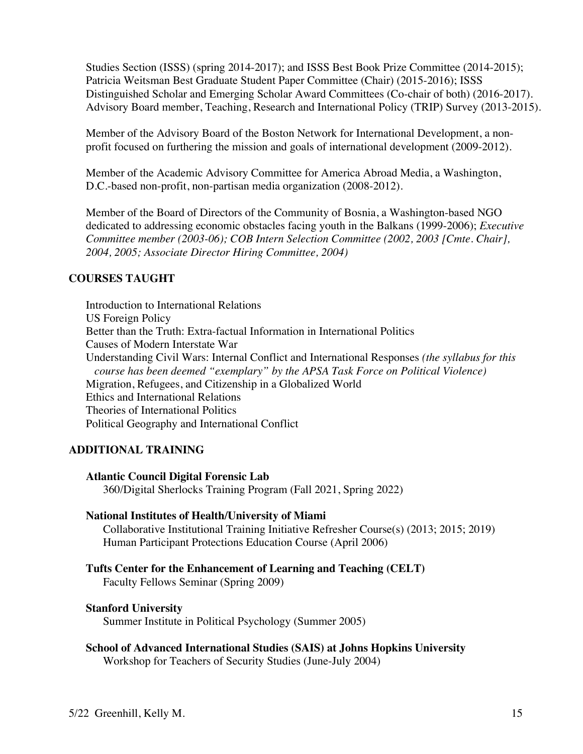Studies Section (ISSS) (spring 2014-2017); and ISSS Best Book Prize Committee (2014-2015); Patricia Weitsman Best Graduate Student Paper Committee (Chair) (2015-2016); ISSS Distinguished Scholar and Emerging Scholar Award Committees (Co-chair of both) (2016-2017). Advisory Board member, Teaching, Research and International Policy (TRIP) Survey (2013-2015).

Member of the Advisory Board of the Boston Network for International Development, a non-profit focused on furthering the mission and goals of international development (2009-2012).

Member of the Academic Advisory Committee for America Abroad Media, a Washington, D.C.-based non-profit, non-partisan media organization (2008-2012).

Member of the Board of Directors of the Community of Bosnia, a Washington-based NGO dedicated to addressing economic obstacles facing youth in the Balkans (1999-2006); *Executive Committee member (2003-06); COB Intern Selection Committee (2002, 2003 [Cmte. Chair], 2004, 2005; Associate Director Hiring Committee, 2004)*

## COURSES TAUGHT

Introduction to International Relations
US Foreign Policy
Better than the Truth: Extra-factual Information in International Politics
Causes of Modern Interstate War
Understanding Civil Wars: Internal Conflict and International Responses *(the syllabus for this course has been deemed "exemplary" by the APSA Task Force on Political Violence)*
Migration, Refugees, and Citizenship in a Globalized World
Ethics and International Relations
Theories of International Politics
Political Geography and International Conflict

## ADDITIONAL TRAINING

**Atlantic Council Digital Forensic Lab**
360/Digital Sherlocks Training Program (Fall 2021, Spring 2022)

**National Institutes of Health/University of Miami**
Collaborative Institutional Training Initiative Refresher Course(s) (2013; 2015; 2019)
Human Participant Protections Education Course (April 2006)

**Tufts Center for the Enhancement of Learning and Teaching (CELT)**
Faculty Fellows Seminar (Spring 2009)

**Stanford University**
Summer Institute in Political Psychology (Summer 2005)

**School of Advanced International Studies (SAIS) at Johns Hopkins University**
Workshop for Teachers of Security Studies (June-July 2004)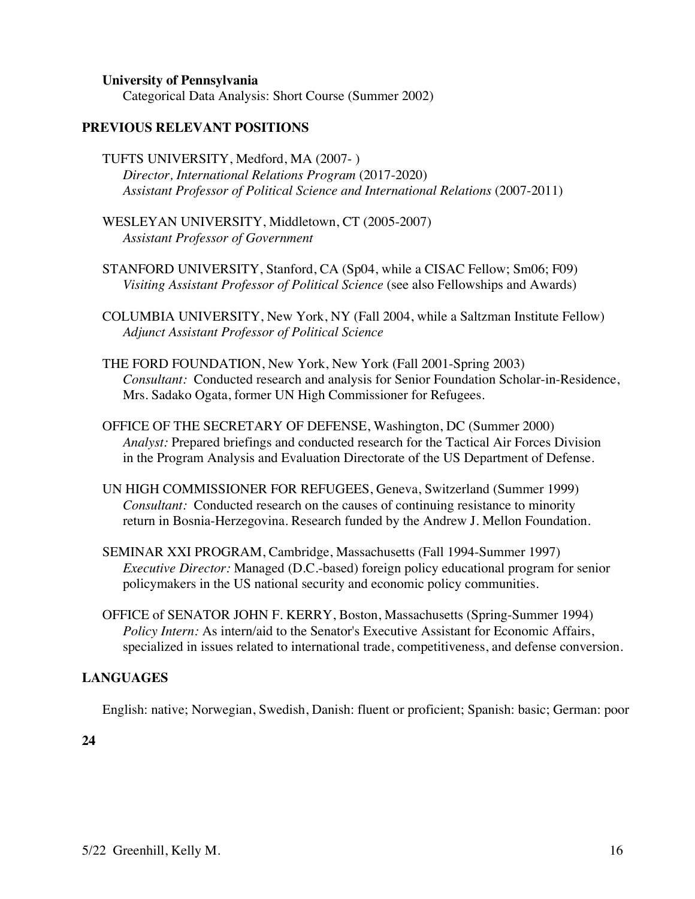**University of Pennsylvania**
Categorical Data Analysis: Short Course (Summer 2002)

## PREVIOUS RELEVANT POSITIONS

TUFTS UNIVERSITY, Medford, MA (2007- )
*Director, International Relations Program* (2017-2020)
*Assistant Professor of Political Science and International Relations* (2007-2011)

WESLEYAN UNIVERSITY, Middletown, CT (2005-2007)
*Assistant Professor of Government*

STANFORD UNIVERSITY, Stanford, CA (Sp04, while a CISAC Fellow; Sm06; F09)
*Visiting Assistant Professor of Political Science* (see also Fellowships and Awards)

COLUMBIA UNIVERSITY, New York, NY (Fall 2004, while a Saltzman Institute Fellow)
*Adjunct Assistant Professor of Political Science*

THE FORD FOUNDATION, New York, New York (Fall 2001-Spring 2003)
*Consultant:* Conducted research and analysis for Senior Foundation Scholar-in-Residence, Mrs. Sadako Ogata, former UN High Commissioner for Refugees.

OFFICE OF THE SECRETARY OF DEFENSE, Washington, DC (Summer 2000)
*Analyst:* Prepared briefings and conducted research for the Tactical Air Forces Division in the Program Analysis and Evaluation Directorate of the US Department of Defense.

UN HIGH COMMISSIONER FOR REFUGEES, Geneva, Switzerland (Summer 1999)
*Consultant:* Conducted research on the causes of continuing resistance to minority return in Bosnia-Herzegovina. Research funded by the Andrew J. Mellon Foundation.

SEMINAR XXI PROGRAM, Cambridge, Massachusetts (Fall 1994-Summer 1997)
*Executive Director:* Managed (D.C.-based) foreign policy educational program for senior policymakers in the US national security and economic policy communities.

OFFICE of SENATOR JOHN F. KERRY, Boston, Massachusetts (Spring-Summer 1994)
*Policy Intern:* As intern/aid to the Senator's Executive Assistant for Economic Affairs, specialized in issues related to international trade, competitiveness, and defense conversion.

## LANGUAGES

English: native; Norwegian, Swedish, Danish: fluent or proficient; Spanish: basic; German: poor

**24**